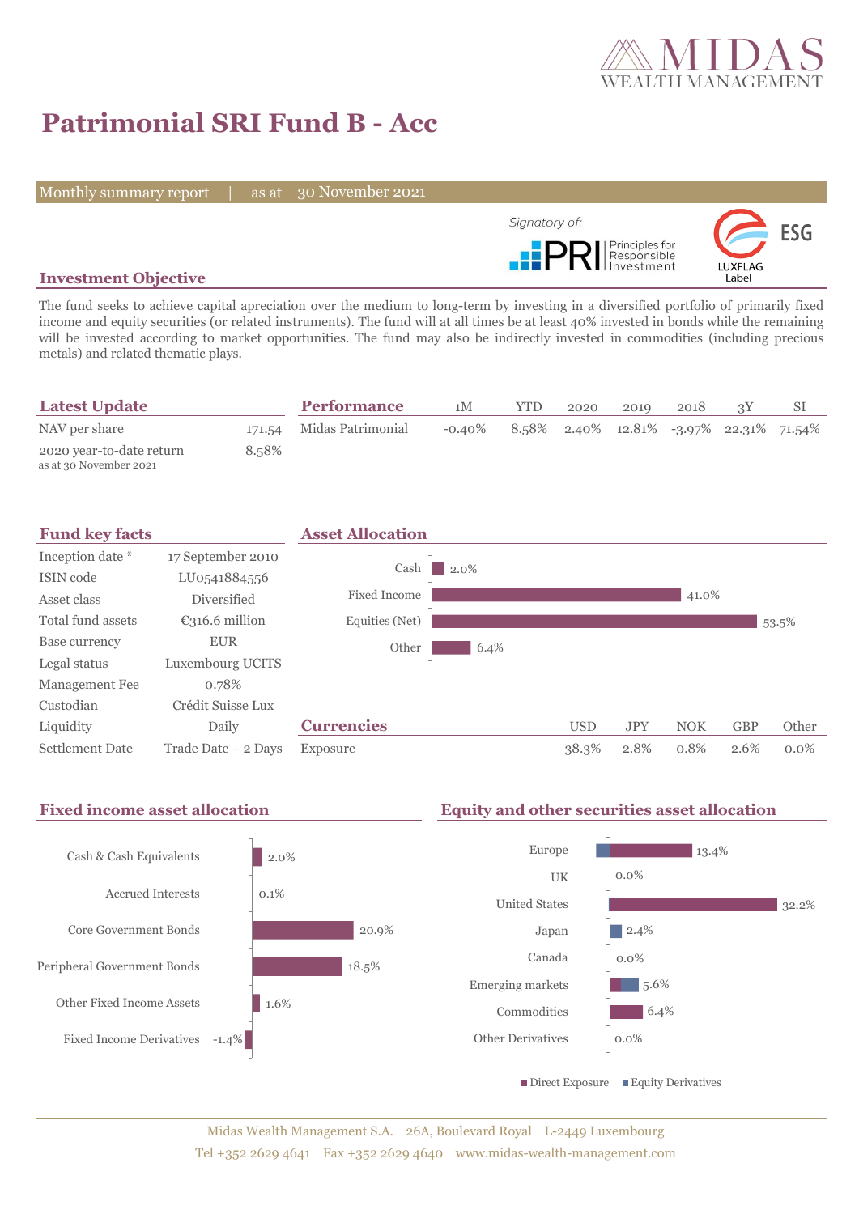# Patrimonial SRI Fund B - Acc

Monthly summary report | as at 30 November 2021

Signatory of: PRI Principles for Responsible Investment

ESG LUXFLAG Label

## Investment Objective

The fund seeks to achieve capital apreciation over the medium to long-term by investing in a diversified portfolio of primarily fixed income and equity securities (or related instruments). The fund will at all times be at least 40% invested in bonds while the remaining will be invested according to market opportunities. The fund may also be indirectly invested in commodities (including precious metals) and related thematic plays.

## Latest Update

| | |
|---|---|
| NAV per share | 171.54 |
| 2020 year-to-date return<br>as at 30 November 2021 | 8.58% |

## Performance

| | 1M | YTD | 2020 | 2019 | 2018 | 3Y | SI |
|---|---|---|---|---|---|---|---|
| Midas Patrimonial | -0.40% | 8.58% | 2.40% | 12.81% | -3.97% | 22.31% | 71.54% |

## Fund key facts

| | |
|---|---|
| Inception date * | 17 September 2010 |
| ISIN code | LU0541884556 |
| Asset class | Diversified |
| Total fund assets | €316.6 million |
| Base currency | EUR |
| Legal status | Luxembourg UCITS |
| Management Fee | 0.78% |
| Custodian | Crédit Suisse Lux |
| Liquidity | Daily |
| Settlement Date | Trade Date + 2 Days |

## Asset Allocation

| | |
|---|---|
| Cash | 2.0% |
| Fixed Income | 41.0% |
| Equities (Net) | 53.5% |
| Other | 6.4% |

## Currencies

| | USD | JPY | NOK | GBP | Other |
|---|---|---|---|---|---|
| Exposure | 38.3% | 2.8% | 0.8% | 2.6% | 0.0% |

## Fixed income asset allocation

| | |
|---|---|
| Cash & Cash Equivalents | 2.0% |
| Accrued Interests | 0.1% |
| Core Government Bonds | 20.9% |
| Peripheral Government Bonds | 18.5% |
| Other Fixed Income Assets | 1.6% |
| Fixed Income Derivatives | -1.4% |

## Equity and other securities asset allocation

| | |
|---|---|
| Europe | 13.4% |
| UK | 0.0% |
| United States | 32.2% |
| Japan | 2.4% |
| Canada | 0.0% |
| Emerging markets | 5.6% |
| Commodities | 6.4% |
| Other Derivatives | 0.0% |

■ Direct Exposure ■ Equity Derivatives

Midas Wealth Management S.A. 26A, Boulevard Royal L-2449 Luxembourg
Tel +352 2629 4641 Fax +352 2629 4640 www.midas-wealth-management.com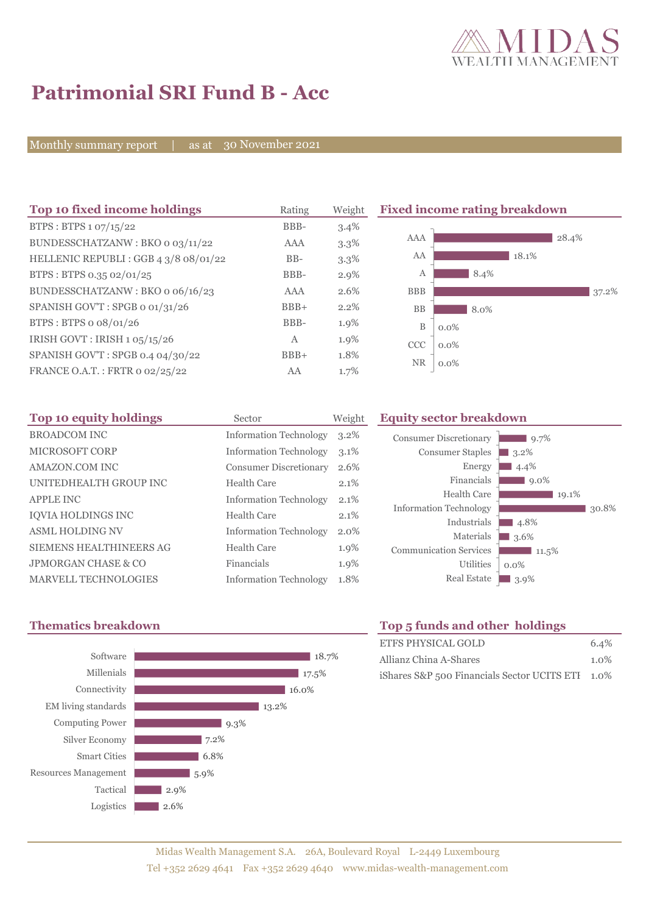# Patrimonial SRI Fund B - Acc

Monthly summary report | as at 30 November 2021

## Top 10 fixed income holdings

| Top 10 fixed income holdings | Rating | Weight |
|---|---|---|
| BTPS : BTPS 1 07/15/22 | BBB- | 3.4% |
| BUNDESSCHATZANW : BKO 0 03/11/22 | AAA | 3.3% |
| HELLENIC REPUBLI : GGB 4 3/8 08/01/22 | BB- | 3.3% |
| BTPS : BTPS 0.35 02/01/25 | BBB- | 2.9% |
| BUNDESSCHATZANW : BKO 0 06/16/23 | AAA | 2.6% |
| SPANISH GOV'T : SPGB 0 01/31/26 | BBB+ | 2.2% |
| BTPS : BTPS 0 08/01/26 | BBB- | 1.9% |
| IRISH GOVT : IRISH 1 05/15/26 | A | 1.9% |
| SPANISH GOV'T : SPGB 0.4 04/30/22 | BBB+ | 1.8% |
| FRANCE O.A.T. : FRTR 0 02/25/22 | AA | 1.7% |

## Fixed income rating breakdown

| Rating | Weight |
|---|---|
| AAA | 28.4% |
| AA | 18.1% |
| A | 8.4% |
| BBB | 37.2% |
| BB | 8.0% |
| B | 0.0% |
| CCC | 0.0% |
| NR | 0.0% |

## Top 10 equity holdings

| Top 10 equity holdings | Sector | Weight |
|---|---|---|
| BROADCOM INC | Information Technology | 3.2% |
| MICROSOFT CORP | Information Technology | 3.1% |
| AMAZON.COM INC | Consumer Discretionary | 2.6% |
| UNITEDHEALTH GROUP INC | Health Care | 2.1% |
| APPLE INC | Information Technology | 2.1% |
| IQVIA HOLDINGS INC | Health Care | 2.1% |
| ASML HOLDING NV | Information Technology | 2.0% |
| SIEMENS HEALTHINEERS AG | Health Care | 1.9% |
| JPMORGAN CHASE & CO | Financials | 1.9% |
| MARVELL TECHNOLOGIES | Information Technology | 1.8% |

## Equity sector breakdown

| Sector | Weight |
|---|---|
| Consumer Discretionary | 9.7% |
| Consumer Staples | 3.2% |
| Energy | 4.4% |
| Financials | 9.0% |
| Health Care | 19.1% |
| Information Technology | 30.8% |
| Industrials | 4.8% |
| Materials | 3.6% |
| Communication Services | 11.5% |
| Utilities | 0.0% |
| Real Estate | 3.9% |

## Thematics breakdown

| Thematic | Weight |
|---|---|
| Software | 18.7% |
| Millenials | 17.5% |
| Connectivity | 16.0% |
| EM living standards | 13.2% |
| Computing Power | 9.3% |
| Silver Economy | 7.2% |
| Smart Cities | 6.8% |
| Resources Management | 5.9% |
| Tactical | 2.9% |
| Logistics | 2.6% |

## Top 5 funds and other holdings

| Holding | Weight |
|---|---|
| ETFS PHYSICAL GOLD | 6.4% |
| Allianz China A-Shares | 1.0% |
| iShares S&P 500 Financials Sector UCITS ETI | 1.0% |

Midas Wealth Management S.A. 26A, Boulevard Royal L-2449 Luxembourg
Tel +352 2629 4641 Fax +352 2629 4640 www.midas-wealth-management.com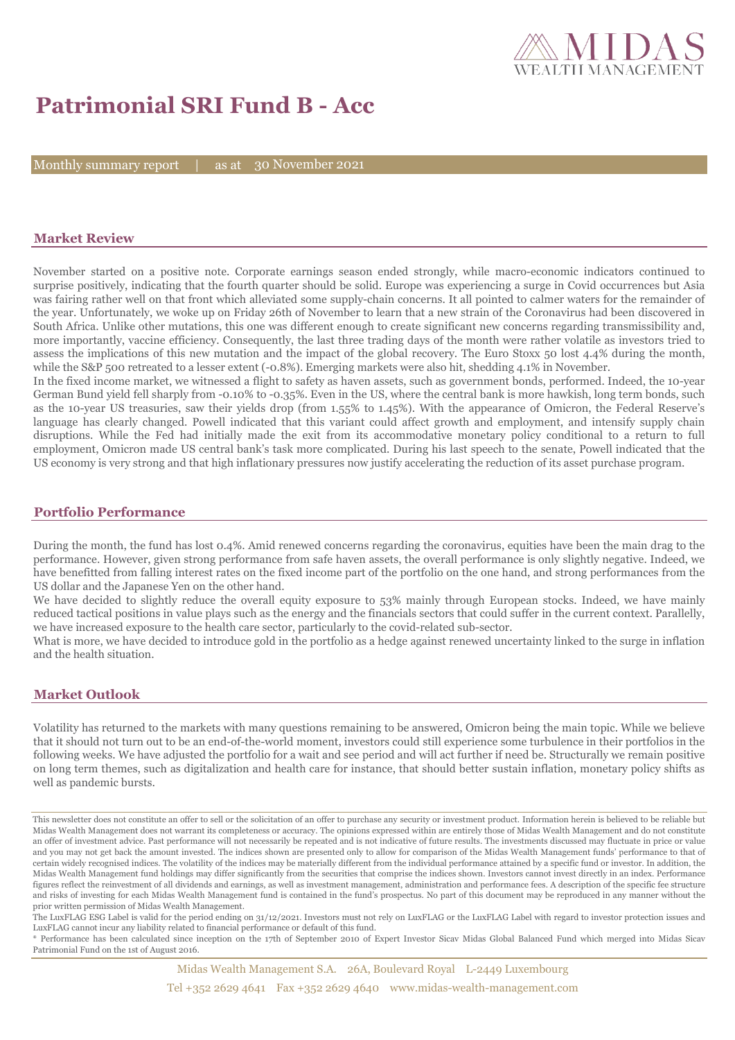# Patrimonial SRI Fund B - Acc

Monthly summary report | as at 30 November 2021

## Market Review

November started on a positive note. Corporate earnings season ended strongly, while macro-economic indicators continued to surprise positively, indicating that the fourth quarter should be solid. Europe was experiencing a surge in Covid occurrences but Asia was fairing rather well on that front which alleviated some supply-chain concerns. It all pointed to calmer waters for the remainder of the year. Unfortunately, we woke up on Friday 26th of November to learn that a new strain of the Coronavirus had been discovered in South Africa. Unlike other mutations, this one was different enough to create significant new concerns regarding transmissibility and, more importantly, vaccine efficiency. Consequently, the last three trading days of the month were rather volatile as investors tried to assess the implications of this new mutation and the impact of the global recovery. The Euro Stoxx 50 lost 4.4% during the month, while the S&P 500 retreated to a lesser extent (-0.8%). Emerging markets were also hit, shedding 4.1% in November.
In the fixed income market, we witnessed a flight to safety as haven assets, such as government bonds, performed. Indeed, the 10-year German Bund yield fell sharply from -0.10% to -0.35%. Even in the US, where the central bank is more hawkish, long term bonds, such as the 10-year US treasuries, saw their yields drop (from 1.55% to 1.45%). With the appearance of Omicron, the Federal Reserve's language has clearly changed. Powell indicated that this variant could affect growth and employment, and intensify supply chain disruptions. While the Fed had initially made the exit from its accommodative monetary policy conditional to a return to full employment, Omicron made US central bank's task more complicated. During his last speech to the senate, Powell indicated that the US economy is very strong and that high inflationary pressures now justify accelerating the reduction of its asset purchase program.

## Portfolio Performance

During the month, the fund has lost 0.4%. Amid renewed concerns regarding the coronavirus, equities have been the main drag to the performance. However, given strong performance from safe haven assets, the overall performance is only slightly negative. Indeed, we have benefitted from falling interest rates on the fixed income part of the portfolio on the one hand, and strong performances from the US dollar and the Japanese Yen on the other hand.
We have decided to slightly reduce the overall equity exposure to 53% mainly through European stocks. Indeed, we have mainly reduced tactical positions in value plays such as the energy and the financials sectors that could suffer in the current context. Parallelly, we have increased exposure to the health care sector, particularly to the covid-related sub-sector.
What is more, we have decided to introduce gold in the portfolio as a hedge against renewed uncertainty linked to the surge in inflation and the health situation.

## Market Outlook

Volatility has returned to the markets with many questions remaining to be answered, Omicron being the main topic. While we believe that it should not turn out to be an end-of-the-world moment, investors could still experience some turbulence in their portfolios in the following weeks. We have adjusted the portfolio for a wait and see period and will act further if need be. Structurally we remain positive on long term themes, such as digitalization and health care for instance, that should better sustain inflation, monetary policy shifts as well as pandemic bursts.

This newsletter does not constitute an offer to sell or the solicitation of an offer to purchase any security or investment product. Information herein is believed to be reliable but Midas Wealth Management does not warrant its completeness or accuracy. The opinions expressed within are entirely those of Midas Wealth Management and do not constitute an offer of investment advice. Past performance will not necessarily be repeated and is not indicative of future results. The investments discussed may fluctuate in price or value and you may not get back the amount invested. The indices shown are presented only to allow for comparison of the Midas Wealth Management funds' performance to that of certain widely recognised indices. The volatility of the indices may be materially different from the individual performance attained by a specific fund or investor. In addition, the Midas Wealth Management fund holdings may differ significantly from the securities that comprise the indices shown. Investors cannot invest directly in an index. Performance figures reflect the reinvestment of all dividends and earnings, as well as investment management, administration and performance fees. A description of the specific fee structure and risks of investing for each Midas Wealth Management fund is contained in the fund's prospectus. No part of this document may be reproduced in any manner without the prior written permission of Midas Wealth Management.
The LuxFLAG ESG Label is valid for the period ending on 31/12/2021. Investors must not rely on LuxFLAG or the LuxFLAG Label with regard to investor protection issues and LuxFLAG cannot incur any liability related to financial performance or default of this fund.
* Performance has been calculated since inception on the 17th of September 2010 of Expert Investor Sicav Midas Global Balanced Fund which merged into Midas Sicav Patrimonial Fund on the 1st of August 2016.

Midas Wealth Management S.A. 26A, Boulevard Royal L-2449 Luxembourg
Tel +352 2629 4641 Fax +352 2629 4640 www.midas-wealth-management.com